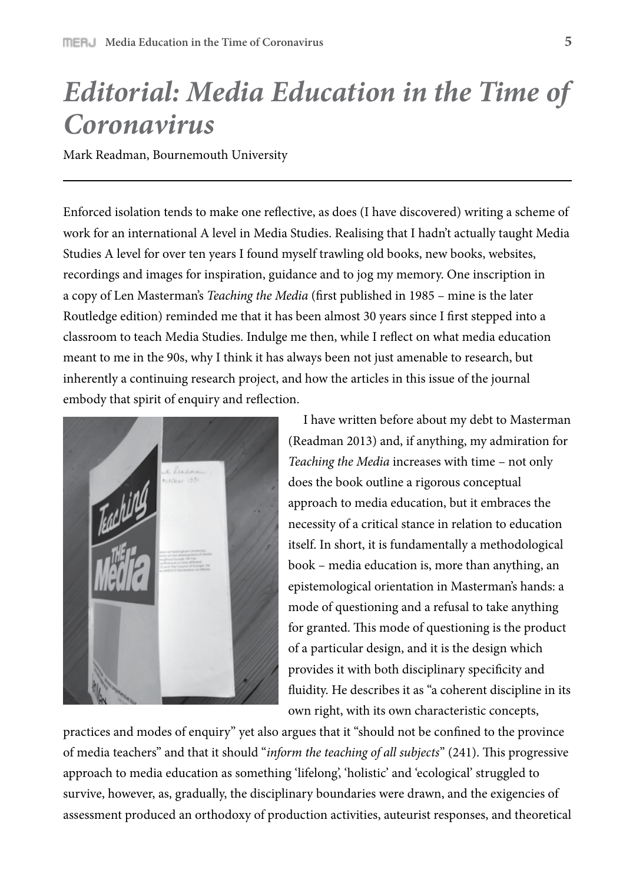# *Editorial: Media Education in the Time of Coronavirus*

Mark Readman, Bournemouth University

---

Enforced isolation tends to make one reflective, as does (I have discovered) writing a scheme of work for an international A level in Media Studies. Realising that I hadn't actually taught Media Studies A level for over ten years I found myself trawling old books, new books, websites, recordings and images for inspiration, guidance and to jog my memory. One inscription in a copy of Len Masterman's *Teaching the Media* (first published in 1985 – mine is the later Routledge edition) reminded me that it has been almost 30 years since I first stepped into a classroom to teach Media Studies. Indulge me then, while I reflect on what media education meant to me in the 90s, why I think it has always been not just amenable to research, but inherently a continuing research project, and how the articles in this issue of the journal embody that spirit of enquiry and reflection.

I have written before about my debt to Masterman (Readman 2013) and, if anything, my admiration for *Teaching the Media* increases with time – not only does the book outline a rigorous conceptual approach to media education, but it embraces the necessity of a critical stance in relation to education itself. In short, it is fundamentally a methodological book – media education is, more than anything, an epistemological orientation in Masterman's hands: a mode of questioning and a refusal to take anything for granted. This mode of questioning is the product of a particular design, and it is the design which provides it with both disciplinary specificity and fluidity. He describes it as "a coherent discipline in its own right, with its own characteristic concepts, practices and modes of enquiry" yet also argues that it "should not be confined to the province of media teachers" and that it should "*inform the teaching of all subjects*" (241). This progressive approach to media education as something 'lifelong', 'holistic' and 'ecological' struggled to survive, however, as, gradually, the disciplinary boundaries were drawn, and the exigencies of assessment produced an orthodoxy of production activities, auteurist responses, and theoretical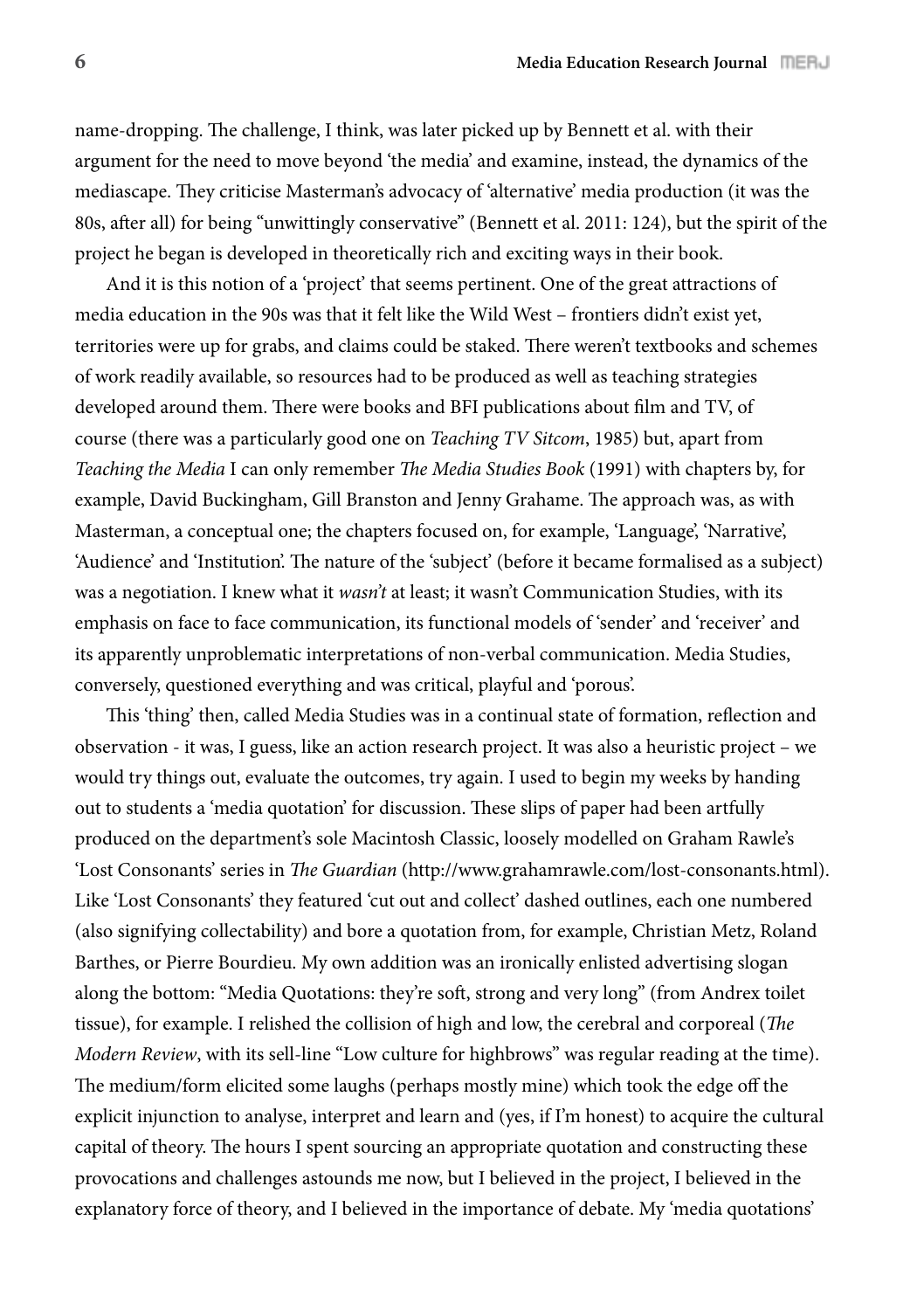name-dropping. The challenge, I think, was later picked up by Bennett et al. with their argument for the need to move beyond 'the media' and examine, instead, the dynamics of the mediascape. They criticise Masterman's advocacy of 'alternative' media production (it was the 80s, after all) for being "unwittingly conservative" (Bennett et al. 2011: 124), but the spirit of the project he began is developed in theoretically rich and exciting ways in their book.

And it is this notion of a 'project' that seems pertinent. One of the great attractions of media education in the 90s was that it felt like the Wild West – frontiers didn't exist yet, territories were up for grabs, and claims could be staked. There weren't textbooks and schemes of work readily available, so resources had to be produced as well as teaching strategies developed around them. There were books and BFI publications about film and TV, of course (there was a particularly good one on *Teaching TV Sitcom*, 1985) but, apart from *Teaching the Media* I can only remember *The Media Studies Book* (1991) with chapters by, for example, David Buckingham, Gill Branston and Jenny Grahame. The approach was, as with Masterman, a conceptual one; the chapters focused on, for example, 'Language', 'Narrative', 'Audience' and 'Institution'. The nature of the 'subject' (before it became formalised as a subject) was a negotiation. I knew what it *wasn't* at least; it wasn't Communication Studies, with its emphasis on face to face communication, its functional models of 'sender' and 'receiver' and its apparently unproblematic interpretations of non-verbal communication. Media Studies, conversely, questioned everything and was critical, playful and 'porous'.

This 'thing' then, called Media Studies was in a continual state of formation, reflection and observation - it was, I guess, like an action research project. It was also a heuristic project – we would try things out, evaluate the outcomes, try again. I used to begin my weeks by handing out to students a 'media quotation' for discussion. These slips of paper had been artfully produced on the department's sole Macintosh Classic, loosely modelled on Graham Rawle's 'Lost Consonants' series in *The Guardian* (http://www.grahamrawle.com/lost-consonants.html). Like 'Lost Consonants' they featured 'cut out and collect' dashed outlines, each one numbered (also signifying collectability) and bore a quotation from, for example, Christian Metz, Roland Barthes, or Pierre Bourdieu. My own addition was an ironically enlisted advertising slogan along the bottom: "Media Quotations: they're soft, strong and very long" (from Andrex toilet tissue), for example. I relished the collision of high and low, the cerebral and corporeal (*The Modern Review*, with its sell-line "Low culture for highbrows" was regular reading at the time). The medium/form elicited some laughs (perhaps mostly mine) which took the edge off the explicit injunction to analyse, interpret and learn and (yes, if I'm honest) to acquire the cultural capital of theory. The hours I spent sourcing an appropriate quotation and constructing these provocations and challenges astounds me now, but I believed in the project, I believed in the explanatory force of theory, and I believed in the importance of debate. My 'media quotations'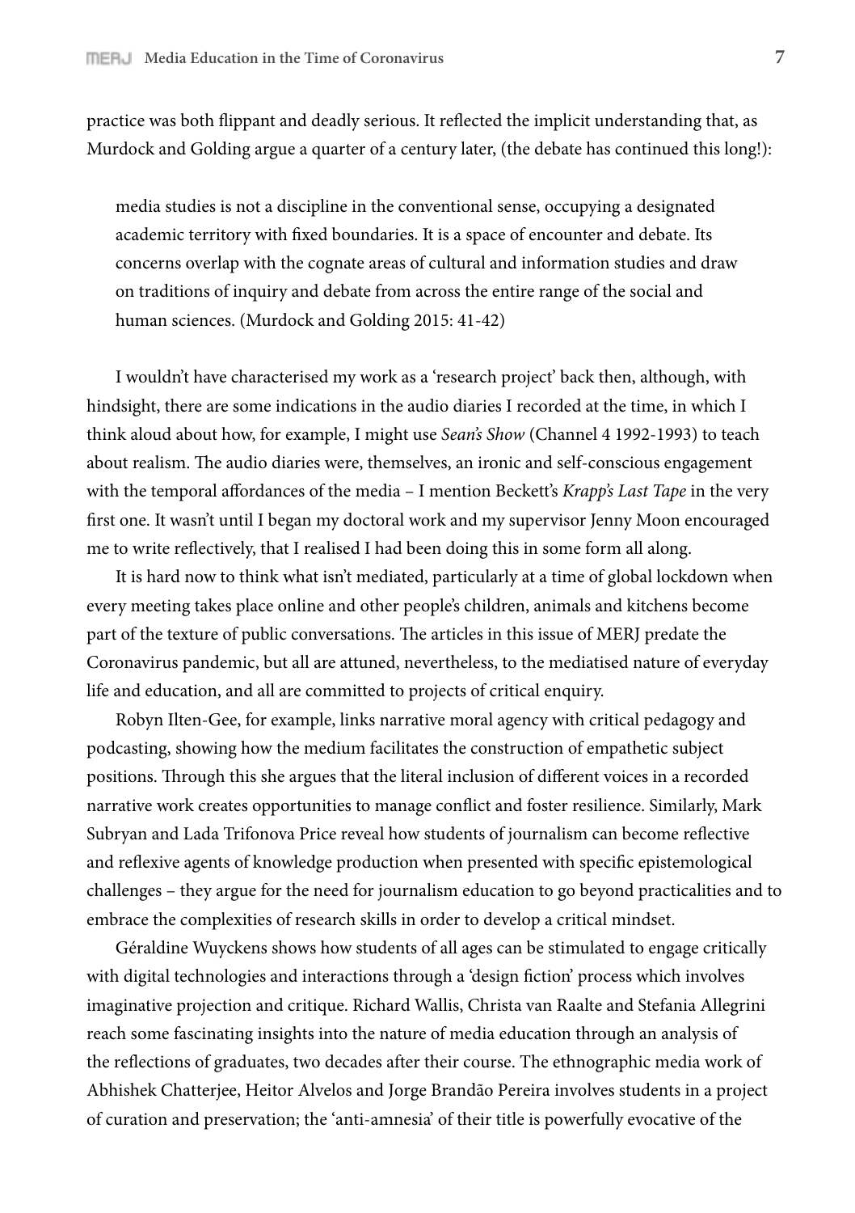practice was both flippant and deadly serious. It reflected the implicit understanding that, as Murdock and Golding argue a quarter of a century later, (the debate has continued this long!):

> media studies is not a discipline in the conventional sense, occupying a designated academic territory with fixed boundaries. It is a space of encounter and debate. Its concerns overlap with the cognate areas of cultural and information studies and draw on traditions of inquiry and debate from across the entire range of the social and human sciences. (Murdock and Golding 2015: 41-42)

I wouldn't have characterised my work as a 'research project' back then, although, with hindsight, there are some indications in the audio diaries I recorded at the time, in which I think aloud about how, for example, I might use *Sean's Show* (Channel 4 1992-1993) to teach about realism. The audio diaries were, themselves, an ironic and self-conscious engagement with the temporal affordances of the media – I mention Beckett's *Krapp's Last Tape* in the very first one. It wasn't until I began my doctoral work and my supervisor Jenny Moon encouraged me to write reflectively, that I realised I had been doing this in some form all along.

It is hard now to think what isn't mediated, particularly at a time of global lockdown when every meeting takes place online and other people's children, animals and kitchens become part of the texture of public conversations. The articles in this issue of MERJ predate the Coronavirus pandemic, but all are attuned, nevertheless, to the mediatised nature of everyday life and education, and all are committed to projects of critical enquiry.

Robyn Ilten-Gee, for example, links narrative moral agency with critical pedagogy and podcasting, showing how the medium facilitates the construction of empathetic subject positions. Through this she argues that the literal inclusion of different voices in a recorded narrative work creates opportunities to manage conflict and foster resilience. Similarly, Mark Subryan and Lada Trifonova Price reveal how students of journalism can become reflective and reflexive agents of knowledge production when presented with specific epistemological challenges – they argue for the need for journalism education to go beyond practicalities and to embrace the complexities of research skills in order to develop a critical mindset.

Géraldine Wuyckens shows how students of all ages can be stimulated to engage critically with digital technologies and interactions through a 'design fiction' process which involves imaginative projection and critique. Richard Wallis, Christa van Raalte and Stefania Allegrini reach some fascinating insights into the nature of media education through an analysis of the reflections of graduates, two decades after their course. The ethnographic media work of Abhishek Chatterjee, Heitor Alvelos and Jorge Brandão Pereira involves students in a project of curation and preservation; the 'anti-amnesia' of their title is powerfully evocative of the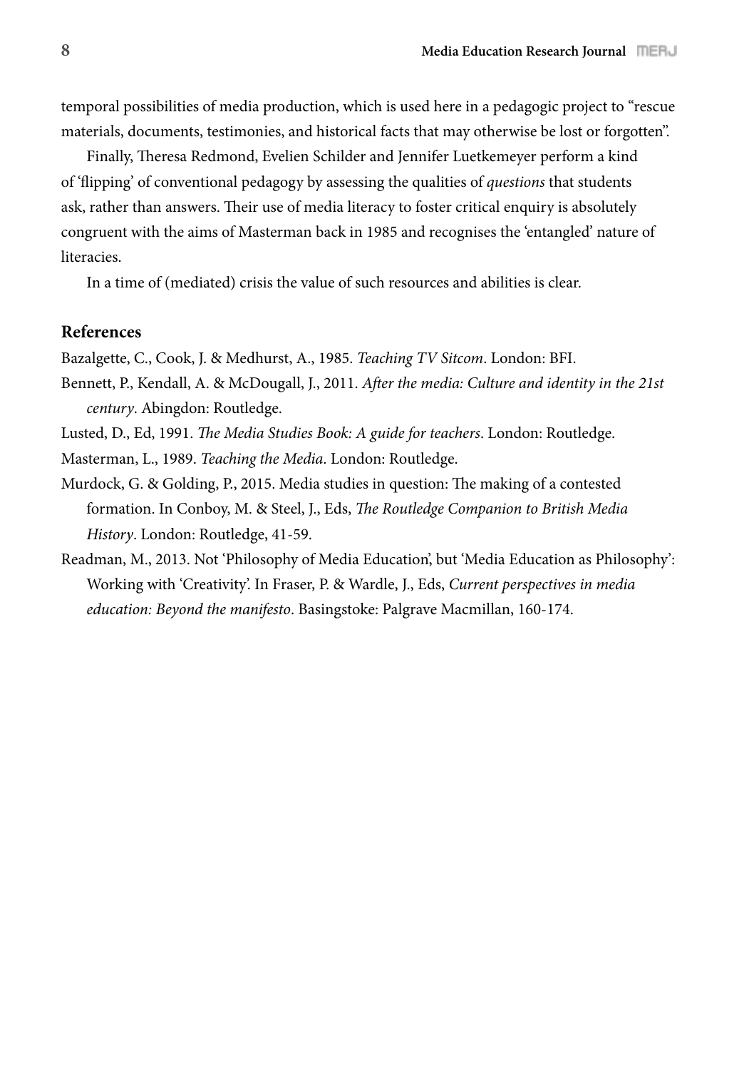temporal possibilities of media production, which is used here in a pedagogic project to "rescue materials, documents, testimonies, and historical facts that may otherwise be lost or forgotten".

Finally, Theresa Redmond, Evelien Schilder and Jennifer Luetkemeyer perform a kind of 'flipping' of conventional pedagogy by assessing the qualities of *questions* that students ask, rather than answers. Their use of media literacy to foster critical enquiry is absolutely congruent with the aims of Masterman back in 1985 and recognises the 'entangled' nature of literacies.

In a time of (mediated) crisis the value of such resources and abilities is clear.

## References

Bazalgette, C., Cook, J. & Medhurst, A., 1985. *Teaching TV Sitcom*. London: BFI.

Bennett, P., Kendall, A. & McDougall, J., 2011. *After the media: Culture and identity in the 21st century*. Abingdon: Routledge.

Lusted, D., Ed, 1991. *The Media Studies Book: A guide for teachers*. London: Routledge.

Masterman, L., 1989. *Teaching the Media*. London: Routledge.

Murdock, G. & Golding, P., 2015. Media studies in question: The making of a contested formation. In Conboy, M. & Steel, J., Eds, *The Routledge Companion to British Media History*. London: Routledge, 41-59.

Readman, M., 2013. Not 'Philosophy of Media Education', but 'Media Education as Philosophy': Working with 'Creativity'. In Fraser, P. & Wardle, J., Eds, *Current perspectives in media education: Beyond the manifesto*. Basingstoke: Palgrave Macmillan, 160-174.